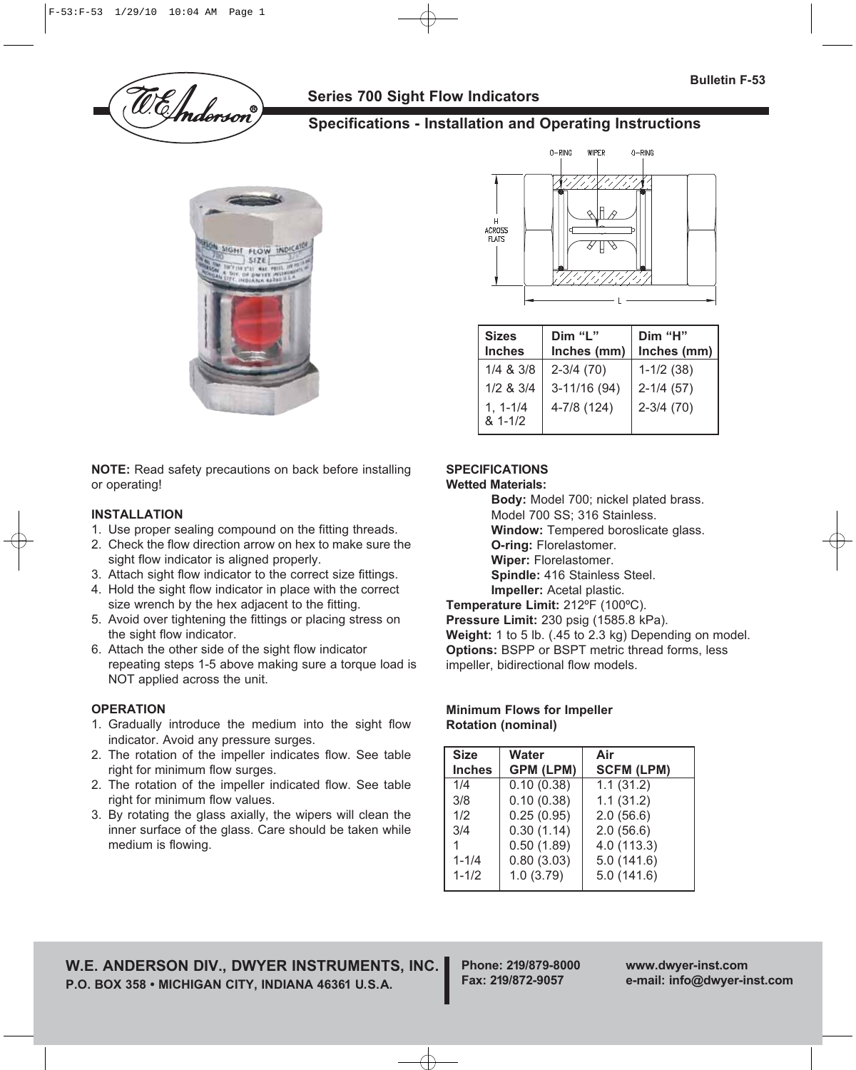**Bulletin F-53**

# Series 700 Sight Flow Indicators

## Specifications - Installation and Operating Instructions

| Sizes Inches | Dim "L" Inches (mm) | Dim "H" Inches (mm) |
|---|---|---|
| 1/4 & 3/8 | 2-3/4 (70) | 1-1/2 (38) |
| 1/2 & 3/4 | 3-11/16 (94) | 2-1/4 (57) |
| 1, 1-1/4 & 1-1/2 | 4-7/8 (124) | 2-3/4 (70) |

**NOTE:** Read safety precautions on back before installing or operating!

### INSTALLATION

1. Use proper sealing compound on the fitting threads.
2. Check the flow direction arrow on hex to make sure the sight flow indicator is aligned properly.
3. Attach sight flow indicator to the correct size fittings.
4. Hold the sight flow indicator in place with the correct size wrench by the hex adjacent to the fitting.
5. Avoid over tightening the fittings or placing stress on the sight flow indicator.
6. Attach the other side of the sight flow indicator repeating steps 1-5 above making sure a torque load is NOT applied across the unit.

### OPERATION

1. Gradually introduce the medium into the sight flow indicator. Avoid any pressure surges.
2. The rotation of the impeller indicates flow. See table right for minimum flow surges.
2. The rotation of the impeller indicated flow. See table right for minimum flow values.
3. By rotating the glass axially, the wipers will clean the inner surface of the glass. Care should be taken while medium is flowing.

### SPECIFICATIONS

**Wetted Materials:**

**Body:** Model 700; nickel plated brass. Model 700 SS; 316 Stainless.
**Window:** Tempered boroslicate glass.
**O-ring:** Florelastomer.
**Wiper:** Florelastomer.
**Spindle:** 416 Stainless Steel.
**Impeller:** Acetal plastic.

**Temperature Limit:** 212ºF (100ºC).
**Pressure Limit:** 230 psig (1585.8 kPa).
**Weight:** 1 to 5 lb. (.45 to 2.3 kg) Depending on model.
**Options:** BSPP or BSPT metric thread forms, less impeller, bidirectional flow models.

**Minimum Flows for Impeller Rotation (nominal)**

| Size Inches | Water GPM (LPM) | Air SCFM (LPM) |
|---|---|---|
| 1/4 | 0.10 (0.38) | 1.1 (31.2) |
| 3/8 | 0.10 (0.38) | 1.1 (31.2) |
| 1/2 | 0.25 (0.95) | 2.0 (56.6) |
| 3/4 | 0.30 (1.14) | 2.0 (56.6) |
| 1 | 0.50 (1.89) | 4.0 (113.3) |
| 1-1/4 | 0.80 (3.03) | 5.0 (141.6) |
| 1-1/2 | 1.0 (3.79) | 5.0 (141.6) |

**W.E. ANDERSON DIV., DWYER INSTRUMENTS, INC.**
**P.O. BOX 358 • MICHIGAN CITY, INDIANA 46361 U.S.A.**

**Phone: 219/879-8000**
**Fax: 219/872-9057**

**www.dwyer-inst.com**
**e-mail: info@dwyer-inst.com**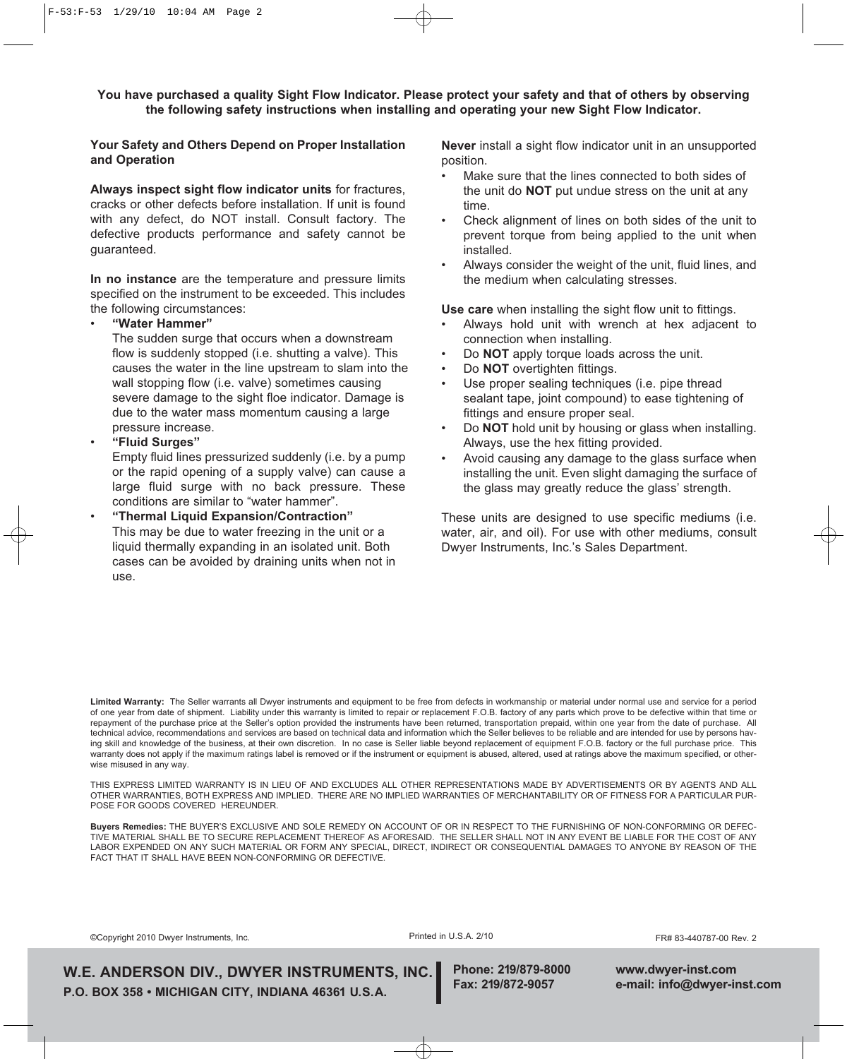**You have purchased a quality Sight Flow Indicator. Please protect your safety and that of others by observing the following safety instructions when installing and operating your new Sight Flow Indicator.**

**Your Safety and Others Depend on Proper Installation and Operation**

**Always inspect sight flow indicator units** for fractures, cracks or other defects before installation. If unit is found with any defect, do NOT install. Consult factory. The defective products performance and safety cannot be guaranteed.

**In no instance** are the temperature and pressure limits specified on the instrument to be exceeded. This includes the following circumstances:

- **"Water Hammer"**
  The sudden surge that occurs when a downstream flow is suddenly stopped (i.e. shutting a valve). This causes the water in the line upstream to slam into the wall stopping flow (i.e. valve) sometimes causing severe damage to the sight floe indicator. Damage is due to the water mass momentum causing a large pressure increase.
- **"Fluid Surges"**
  Empty fluid lines pressurized suddenly (i.e. by a pump or the rapid opening of a supply valve) can cause a large fluid surge with no back pressure. These conditions are similar to "water hammer".
- **"Thermal Liquid Expansion/Contraction"**
  This may be due to water freezing in the unit or a liquid thermally expanding in an isolated unit. Both cases can be avoided by draining units when not in use.

**Never** install a sight flow indicator unit in an unsupported position.

- Make sure that the lines connected to both sides of the unit do **NOT** put undue stress on the unit at any time.
- Check alignment of lines on both sides of the unit to prevent torque from being applied to the unit when installed.
- Always consider the weight of the unit, fluid lines, and the medium when calculating stresses.

**Use care** when installing the sight flow unit to fittings.

- Always hold unit with wrench at hex adjacent to connection when installing.
- Do **NOT** apply torque loads across the unit.
- Do **NOT** overtighten fittings.
- Use proper sealing techniques (i.e. pipe thread sealant tape, joint compound) to ease tightening of fittings and ensure proper seal.
- Do **NOT** hold unit by housing or glass when installing. Always, use the hex fitting provided.
- Avoid causing any damage to the glass surface when installing the unit. Even slight damaging the surface of the glass may greatly reduce the glass' strength.

These units are designed to use specific mediums (i.e. water, air, and oil). For use with other mediums, consult Dwyer Instruments, Inc.'s Sales Department.

**Limited Warranty:** The Seller warrants all Dwyer instruments and equipment to be free from defects in workmanship or material under normal use and service for a period of one year from date of shipment. Liability under this warranty is limited to repair or replacement F.O.B. factory of any parts which prove to be defective within that time or repayment of the purchase price at the Seller's option provided the instruments have been returned, transportation prepaid, within one year from the date of purchase. All technical advice, recommendations and services are based on technical data and information which the Seller believes to be reliable and are intended for use by persons having skill and knowledge of the business, at their own discretion. In no case is Seller liable beyond replacement of equipment F.O.B. factory or the full purchase price. This warranty does not apply if the maximum ratings label is removed or if the instrument or equipment is abused, altered, used at ratings above the maximum specified, or otherwise misused in any way.

THIS EXPRESS LIMITED WARRANTY IS IN LIEU OF AND EXCLUDES ALL OTHER REPRESENTATIONS MADE BY ADVERTISEMENTS OR BY AGENTS AND ALL OTHER WARRANTIES, BOTH EXPRESS AND IMPLIED. THERE ARE NO IMPLIED WARRANTIES OF MERCHANTABILITY OR OF FITNESS FOR A PARTICULAR PURPOSE FOR GOODS COVERED HEREUNDER.

**Buyers Remedies:** THE BUYER'S EXCLUSIVE AND SOLE REMEDY ON ACCOUNT OF OR IN RESPECT TO THE FURNISHING OF NON-CONFORMING OR DEFECTIVE MATERIAL SHALL BE TO SECURE REPLACEMENT THEREOF AS AFORESAID. THE SELLER SHALL NOT IN ANY EVENT BE LIABLE FOR THE COST OF ANY LABOR EXPENDED ON ANY SUCH MATERIAL OR FORM ANY SPECIAL, DIRECT, INDIRECT OR CONSEQUENTIAL DAMAGES TO ANYONE BY REASON OF THE FACT THAT IT SHALL HAVE BEEN NON-CONFORMING OR DEFECTIVE.

©Copyright 2010 Dwyer Instruments, Inc.    Printed in U.S.A. 2/10    FR# 83-440787-00 Rev. 2

**W.E. ANDERSON DIV., DWYER INSTRUMENTS, INC.**
**P.O. BOX 358 • MICHIGAN CITY, INDIANA 46361 U.S.A.**

**Phone: 219/879-8000**
**Fax: 219/872-9057**

**www.dwyer-inst.com**
**e-mail: info@dwyer-inst.com**